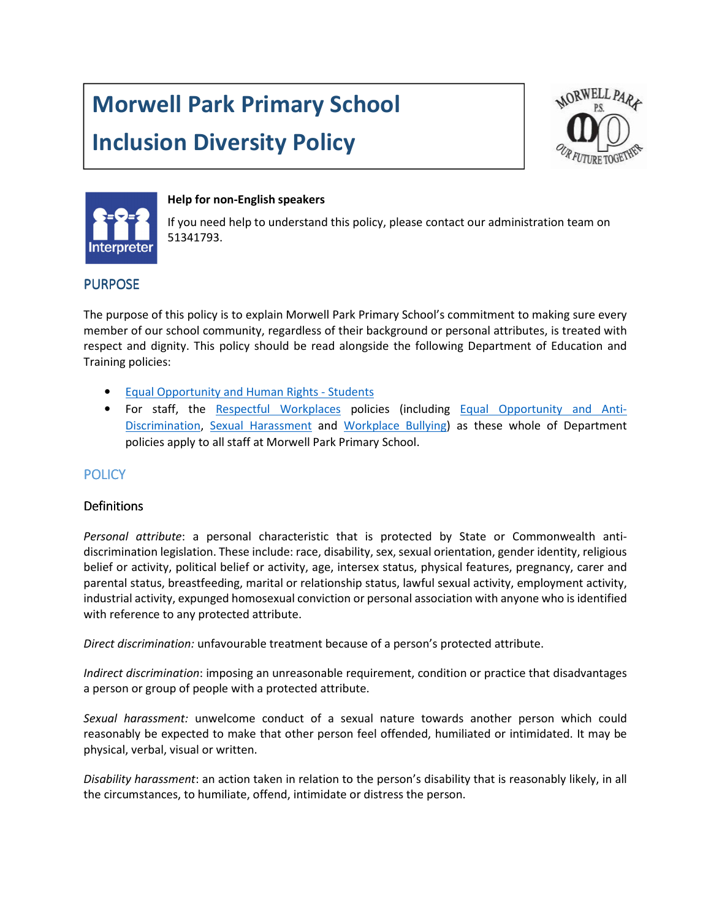# Morwell Park Primary School

# Inclusion Diversity Policy

**Help for non-English speakers**

If you need help to understand this policy, please contact our administration team on 51341793.

## PURPOSE

The purpose of this policy is to explain Morwell Park Primary School's commitment to making sure every member of our school community, regardless of their background or personal attributes, is treated with respect and dignity. This policy should be read alongside the following Department of Education and Training policies:

- Equal Opportunity and Human Rights - Students
- For staff, the Respectful Workplaces policies (including Equal Opportunity and Anti-Discrimination, Sexual Harassment and Workplace Bullying) as these whole of Department policies apply to all staff at Morwell Park Primary School.

## POLICY

### Definitions

*Personal attribute*: a personal characteristic that is protected by State or Commonwealth anti-discrimination legislation. These include: race, disability, sex, sexual orientation, gender identity, religious belief or activity, political belief or activity, age, intersex status, physical features, pregnancy, carer and parental status, breastfeeding, marital or relationship status, lawful sexual activity, employment activity, industrial activity, expunged homosexual conviction or personal association with anyone who is identified with reference to any protected attribute.

*Direct discrimination:* unfavourable treatment because of a person's protected attribute.

*Indirect discrimination*: imposing an unreasonable requirement, condition or practice that disadvantages a person or group of people with a protected attribute.

*Sexual harassment:* unwelcome conduct of a sexual nature towards another person which could reasonably be expected to make that other person feel offended, humiliated or intimidated. It may be physical, verbal, visual or written.

*Disability harassment*: an action taken in relation to the person's disability that is reasonably likely, in all the circumstances, to humiliate, offend, intimidate or distress the person.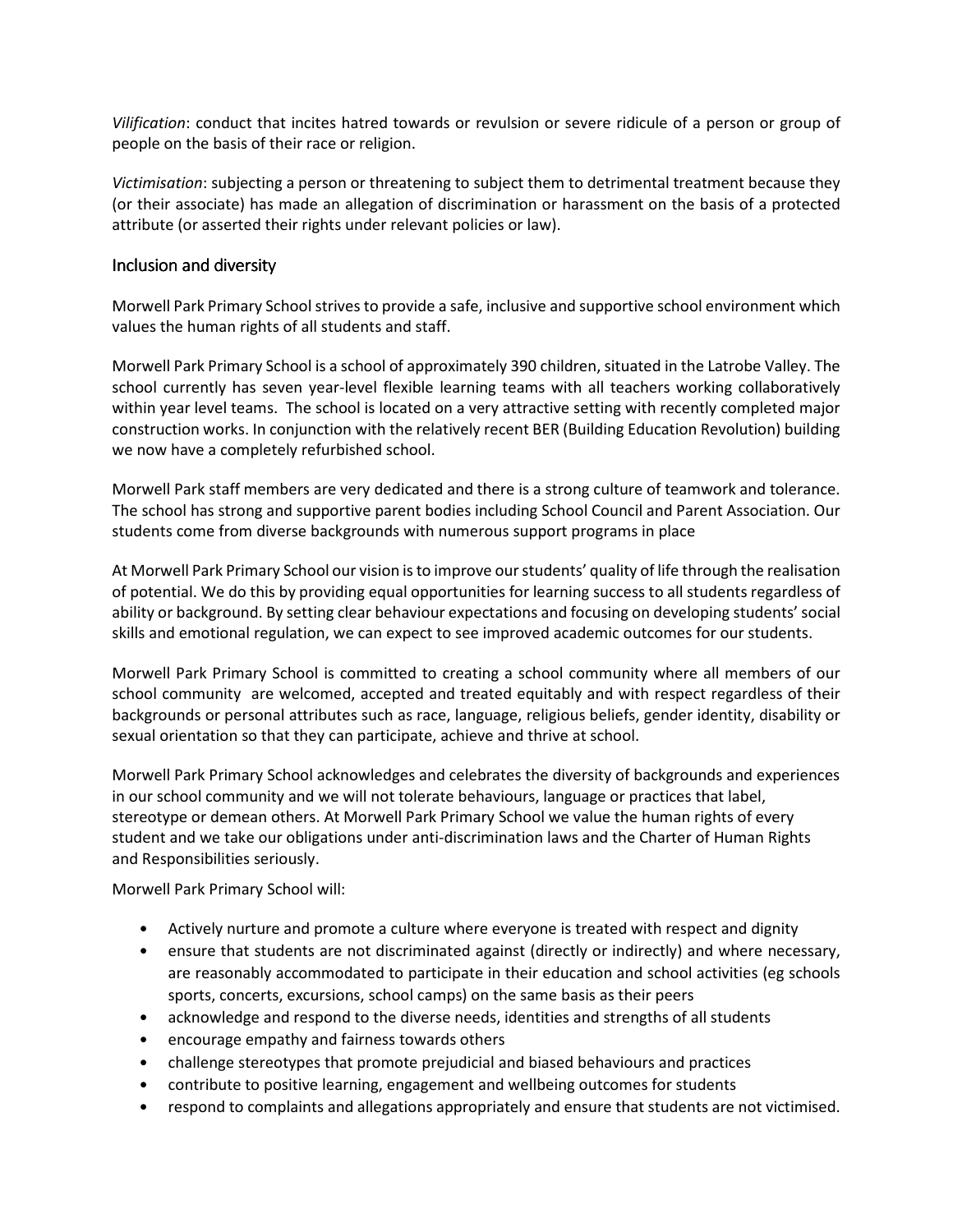*Vilification*: conduct that incites hatred towards or revulsion or severe ridicule of a person or group of people on the basis of their race or religion.

*Victimisation*: subjecting a person or threatening to subject them to detrimental treatment because they (or their associate) has made an allegation of discrimination or harassment on the basis of a protected attribute (or asserted their rights under relevant policies or law).

## Inclusion and diversity

Morwell Park Primary School strives to provide a safe, inclusive and supportive school environment which values the human rights of all students and staff.

Morwell Park Primary School is a school of approximately 390 children, situated in the Latrobe Valley. The school currently has seven year-level flexible learning teams with all teachers working collaboratively within year level teams. The school is located on a very attractive setting with recently completed major construction works. In conjunction with the relatively recent BER (Building Education Revolution) building we now have a completely refurbished school.

Morwell Park staff members are very dedicated and there is a strong culture of teamwork and tolerance. The school has strong and supportive parent bodies including School Council and Parent Association. Our students come from diverse backgrounds with numerous support programs in place

At Morwell Park Primary School our vision is to improve our students' quality of life through the realisation of potential. We do this by providing equal opportunities for learning success to all students regardless of ability or background. By setting clear behaviour expectations and focusing on developing students' social skills and emotional regulation, we can expect to see improved academic outcomes for our students.

Morwell Park Primary School is committed to creating a school community where all members of our school community are welcomed, accepted and treated equitably and with respect regardless of their backgrounds or personal attributes such as race, language, religious beliefs, gender identity, disability or sexual orientation so that they can participate, achieve and thrive at school.

Morwell Park Primary School acknowledges and celebrates the diversity of backgrounds and experiences in our school community and we will not tolerate behaviours, language or practices that label, stereotype or demean others. At Morwell Park Primary School we value the human rights of every student and we take our obligations under anti-discrimination laws and the Charter of Human Rights and Responsibilities seriously.

Morwell Park Primary School will:

- Actively nurture and promote a culture where everyone is treated with respect and dignity
- ensure that students are not discriminated against (directly or indirectly) and where necessary, are reasonably accommodated to participate in their education and school activities (eg schools sports, concerts, excursions, school camps) on the same basis as their peers
- acknowledge and respond to the diverse needs, identities and strengths of all students
- encourage empathy and fairness towards others
- challenge stereotypes that promote prejudicial and biased behaviours and practices
- contribute to positive learning, engagement and wellbeing outcomes for students
- respond to complaints and allegations appropriately and ensure that students are not victimised.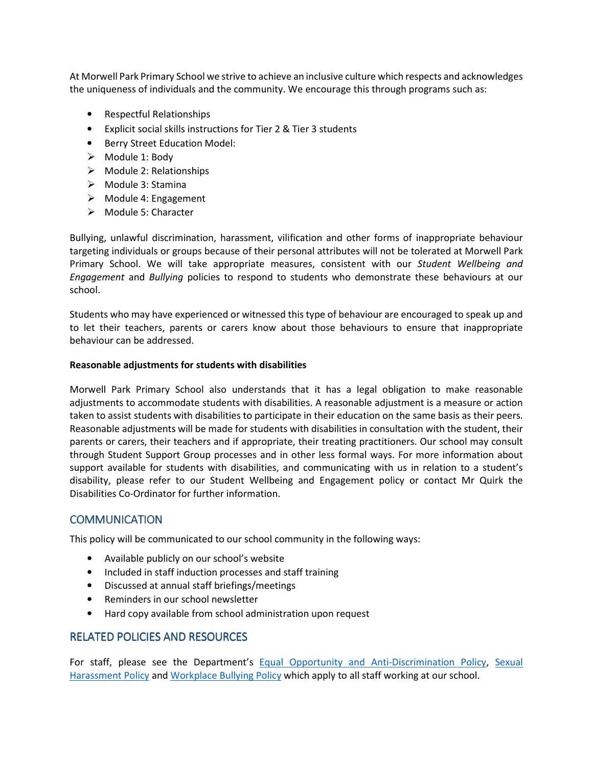At Morwell Park Primary School we strive to achieve an inclusive culture which respects and acknowledges the uniqueness of individuals and the community. We encourage this through programs such as:

- Respectful Relationships
- Explicit social skills instructions for Tier 2 & Tier 3 students
- Berry Street Education Model:
  - Module 1: Body
  - Module 2: Relationships
  - Module 3: Stamina
  - Module 4: Engagement
  - Module 5: Character

Bullying, unlawful discrimination, harassment, vilification and other forms of inappropriate behaviour targeting individuals or groups because of their personal attributes will not be tolerated at Morwell Park Primary School. We will take appropriate measures, consistent with our *Student Wellbeing and Engagement* and *Bullying* policies to respond to students who demonstrate these behaviours at our school.

Students who may have experienced or witnessed this type of behaviour are encouraged to speak up and to let their teachers, parents or carers know about those behaviours to ensure that inappropriate behaviour can be addressed.

**Reasonable adjustments for students with disabilities**

Morwell Park Primary School also understands that it has a legal obligation to make reasonable adjustments to accommodate students with disabilities. A reasonable adjustment is a measure or action taken to assist students with disabilities to participate in their education on the same basis as their peers. Reasonable adjustments will be made for students with disabilities in consultation with the student, their parents or carers, their teachers and if appropriate, their treating practitioners. Our school may consult through Student Support Group processes and in other less formal ways. For more information about support available for students with disabilities, and communicating with us in relation to a student's disability, please refer to our Student Wellbeing and Engagement policy or contact Mr Quirk the Disabilities Co-Ordinator for further information.

## COMMUNICATION

This policy will be communicated to our school community in the following ways:

- Available publicly on our school's website
- Included in staff induction processes and staff training
- Discussed at annual staff briefings/meetings
- Reminders in our school newsletter
- Hard copy available from school administration upon request

## RELATED POLICIES AND RESOURCES

For staff, please see the Department's [Equal Opportunity and Anti-Discrimination Policy](), [Sexual Harassment Policy]() and [Workplace Bullying Policy]() which apply to all staff working at our school.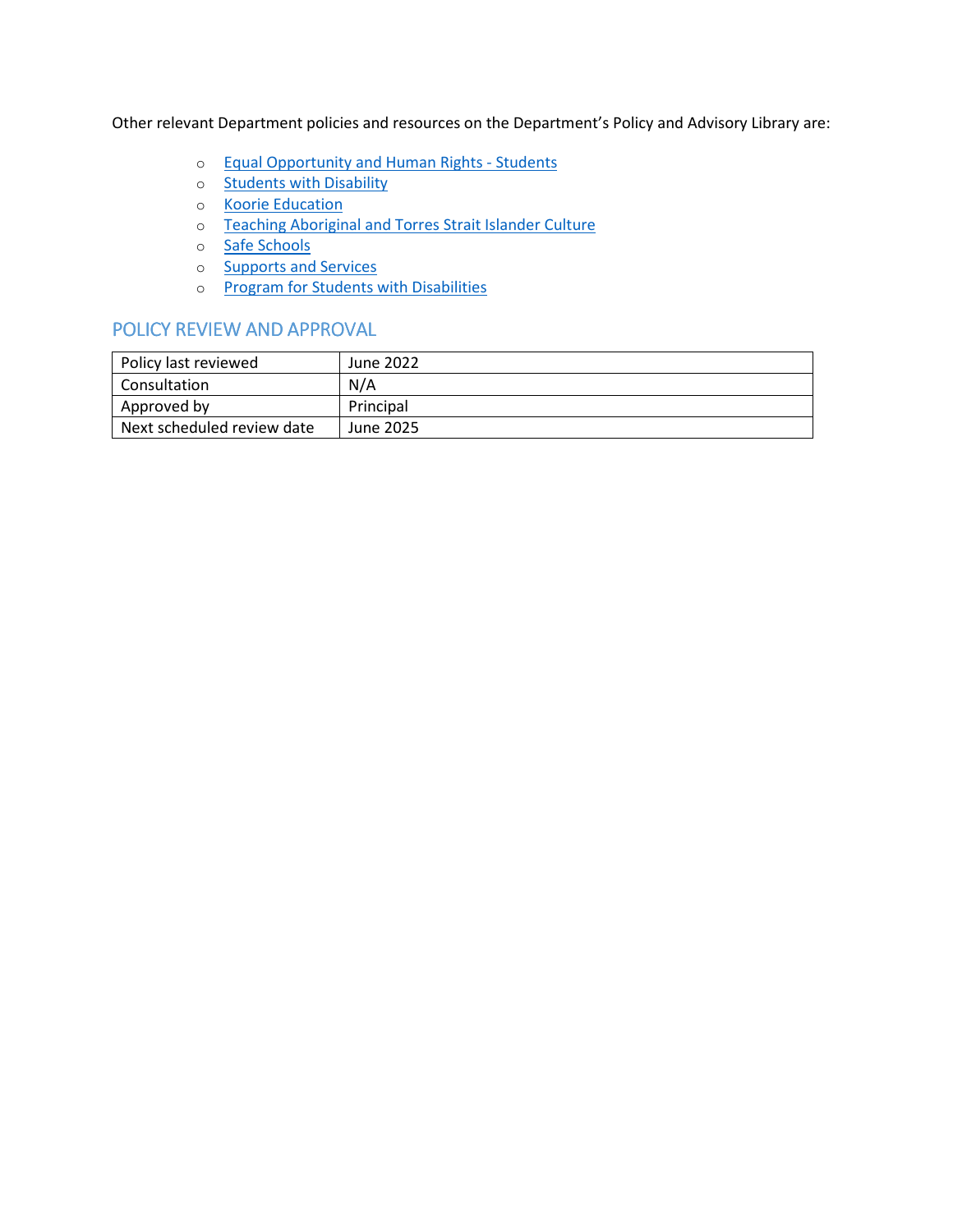Other relevant Department policies and resources on the Department's Policy and Advisory Library are:

- Equal Opportunity and Human Rights - Students
- Students with Disability
- Koorie Education
- Teaching Aboriginal and Torres Strait Islander Culture
- Safe Schools
- Supports and Services
- Program for Students with Disabilities

## POLICY REVIEW AND APPROVAL

| | |
|---|---|
| Policy last reviewed | June 2022 |
| Consultation | N/A |
| Approved by | Principal |
| Next scheduled review date | June 2025 |